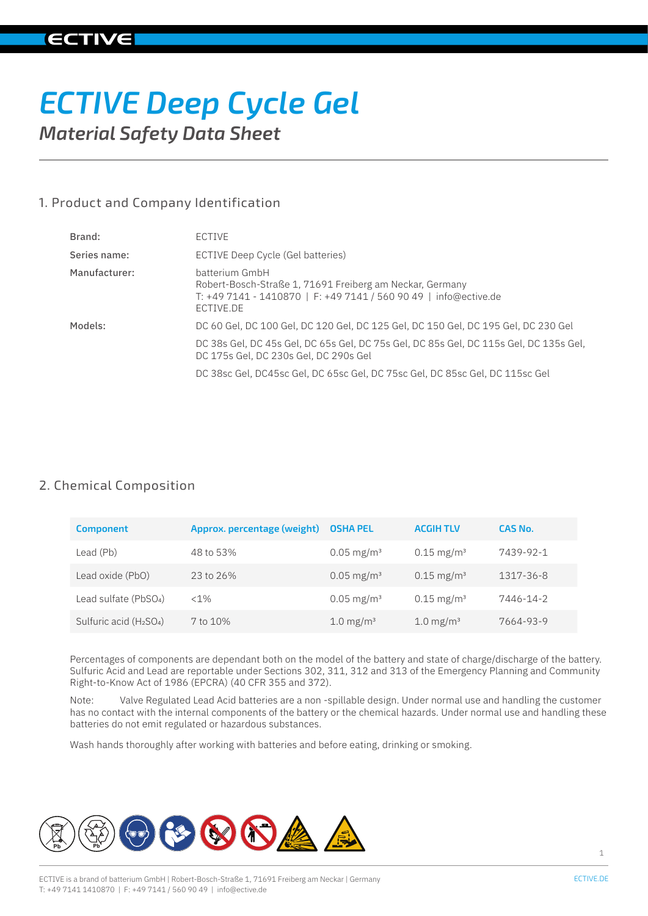# ECTIVE Deep Cycle Gel

## *Material Safety Data Sheet*

## 1. Product and Company Identification

| | |
|---|---|
| **Brand:** | ECTIVE |
| **Series name:** | ECTIVE Deep Cycle (Gel batteries) |
| **Manufacturer:** | batterium GmbH<br>Robert-Bosch-Straße 1, 71691 Freiberg am Neckar, Germany<br>T: +49 7141 - 1410870 \| F: +49 7141 / 560 90 49 \| info@ective.de<br>ECTIVE.DE |
| **Models:** | DC 60 Gel, DC 100 Gel, DC 120 Gel, DC 125 Gel, DC 150 Gel, DC 195 Gel, DC 230 Gel<br>DC 38s Gel, DC 45s Gel, DC 65s Gel, DC 75s Gel, DC 85s Gel, DC 115s Gel, DC 135s Gel, DC 175s Gel, DC 230s Gel, DC 290s Gel<br>DC 38sc Gel, DC45sc Gel, DC 65sc Gel, DC 75sc Gel, DC 85sc Gel, DC 115sc Gel |

## 2. Chemical Composition

| Component | Approx. percentage (weight) | OSHA PEL | ACGIH TLV | CAS No. |
|---|---|---|---|---|
| Lead (Pb) | 48 to 53% | 0.05 mg/m³ | 0.15 mg/m³ | 7439-92-1 |
| Lead oxide (PbO) | 23 to 26% | 0.05 mg/m³ | 0.15 mg/m³ | 1317-36-8 |
| Lead sulfate ($PbSO_4$) | <1% | 0.05 mg/m³ | 0.15 mg/m³ | 7446-14-2 |
| Sulfuric acid ($H_2SO_4$) | 7 to 10% | 1.0 mg/m³ | 1.0 mg/m³ | 7664-93-9 |

Percentages of components are dependant both on the model of the battery and state of charge/discharge of the battery. Sulfuric Acid and Lead are reportable under Sections 302, 311, 312 and 313 of the Emergency Planning and Community Right-to-Know Act of 1986 (EPCRA) (40 CFR 355 and 372).

Note: Valve Regulated Lead Acid batteries are a non -spillable design. Under normal use and handling the customer has no contact with the internal components of the battery or the chemical hazards. Under normal use and handling these batteries do not emit regulated or hazardous substances.

Wash hands thoroughly after working with batteries and before eating, drinking or smoking.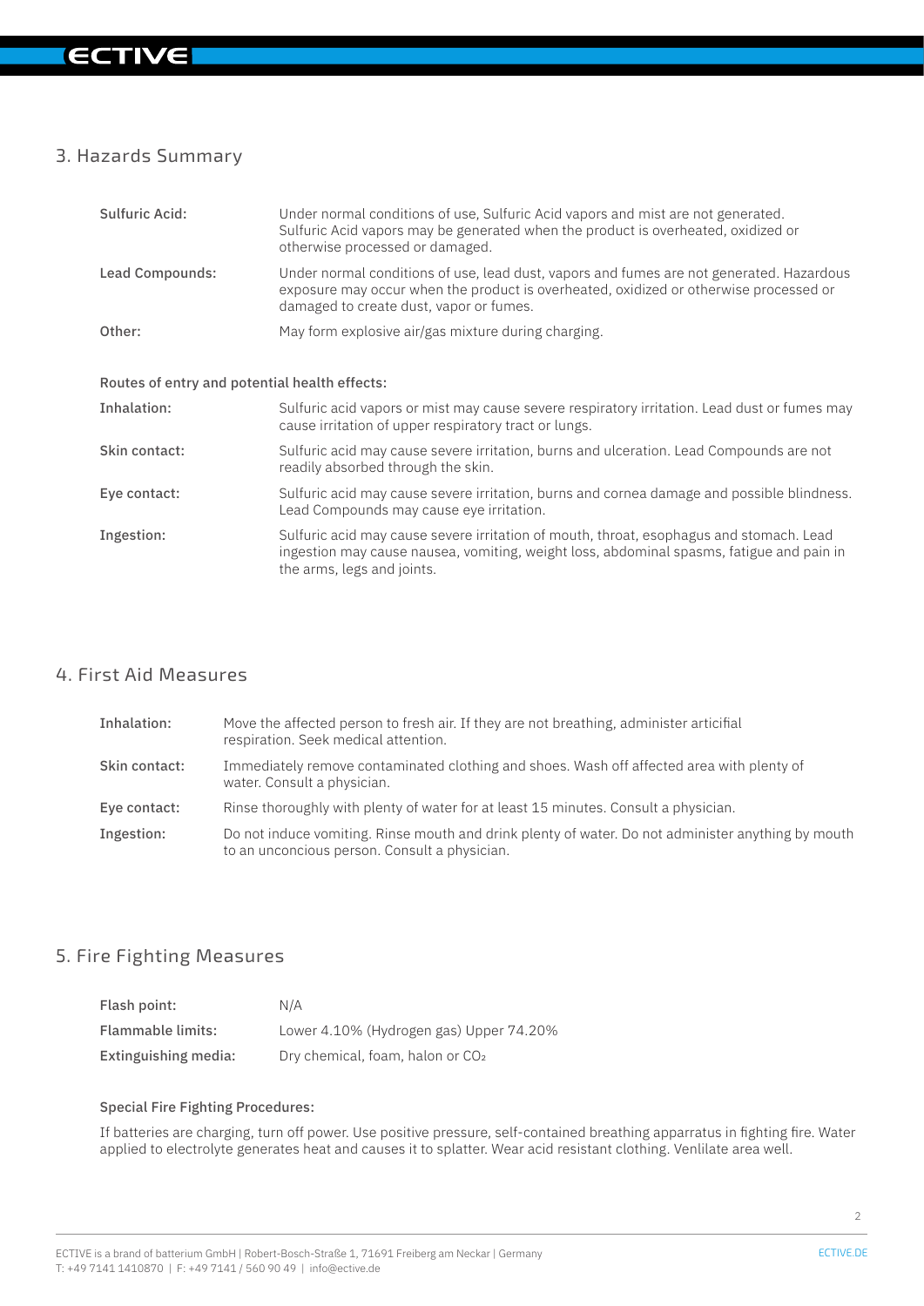## 3. Hazards Summary

| | |
|---|---|
| **Sulfuric Acid:** | Under normal conditions of use, Sulfuric Acid vapors and mist are not generated. Sulfuric Acid vapors may be generated when the product is overheated, oxidized or otherwise processed or damaged. |
| **Lead Compounds:** | Under normal conditions of use, lead dust, vapors and fumes are not generated. Hazardous exposure may occur when the product is overheated, oxidized or otherwise processed or damaged to create dust, vapor or fumes. |
| **Other:** | May form explosive air/gas mixture during charging. |

**Routes of entry and potential health effects:**

| | |
|---|---|
| **Inhalation:** | Sulfuric acid vapors or mist may cause severe respiratory irritation. Lead dust or fumes may cause irritation of upper respiratory tract or lungs. |
| **Skin contact:** | Sulfuric acid may cause severe irritation, burns and ulceration. Lead Compounds are not readily absorbed through the skin. |
| **Eye contact:** | Sulfuric acid may cause severe irritation, burns and cornea damage and possible blindness. Lead Compounds may cause eye irritation. |
| **Ingestion:** | Sulfuric acid may cause severe irritation of mouth, throat, esophagus and stomach. Lead ingestion may cause nausea, vomiting, weight loss, abdominal spasms, fatigue and pain in the arms, legs and joints. |

## 4. First Aid Measures

| | |
|---|---|
| **Inhalation:** | Move the affected person to fresh air. If they are not breathing, administer artificial respiration. Seek medical attention. |
| **Skin contact:** | Immediately remove contaminated clothing and shoes. Wash off affected area with plenty of water. Consult a physician. |
| **Eye contact:** | Rinse thoroughly with plenty of water for at least 15 minutes. Consult a physician. |
| **Ingestion:** | Do not induce vomiting. Rinse mouth and drink plenty of water. Do not administer anything by mouth to an unconcious person. Consult a physician. |

## 5. Fire Fighting Measures

| | |
|---|---|
| **Flash point:** | N/A |
| **Flammable limits:** | Lower 4.10% (Hydrogen gas) Upper 74.20% |
| **Extinguishing media:** | Dry chemical, foam, halon or $CO_2$ |

**Special Fire Fighting Procedures:**

If batteries are charging, turn off power. Use positive pressure, self-contained breathing apparratus in fighting fire. Water applied to electrolyte generates heat and causes it to splatter. Wear acid resistant clothing. Venlilate area well.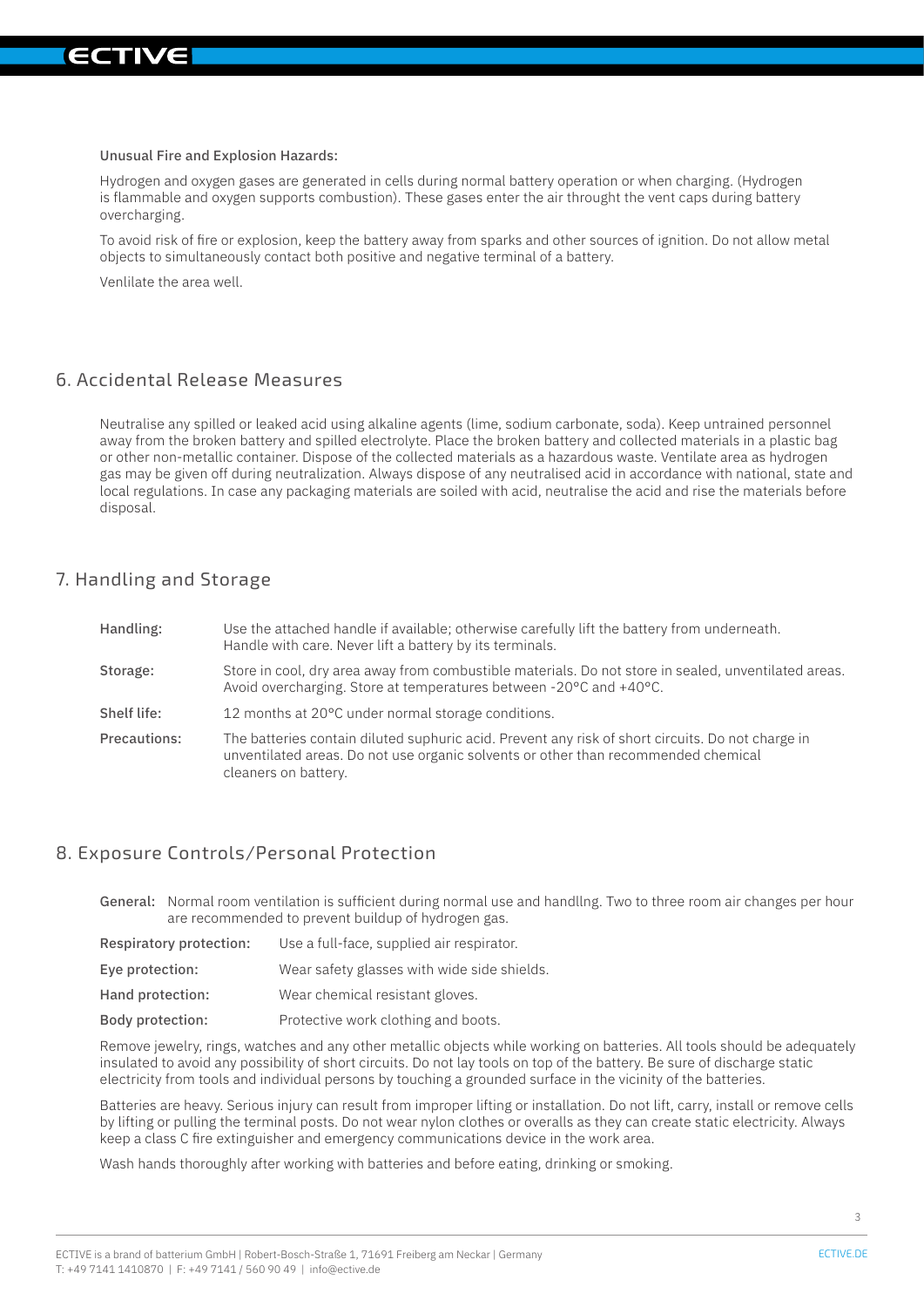**Unusual Fire and Explosion Hazards:**

Hydrogen and oxygen gases are generated in cells during normal battery operation or when charging. (Hydrogen is flammable and oxygen supports combustion). These gases enter the air throught the vent caps during battery overcharging.

To avoid risk of fire or explosion, keep the battery away from sparks and other sources of ignition. Do not allow metal objects to simultaneously contact both positive and negative terminal of a battery.

Venlilate the area well.

## 6. Accidental Release Measures

Neutralise any spilled or leaked acid using alkaline agents (lime, sodium carbonate, soda). Keep untrained personnel away from the broken battery and spilled electrolyte. Place the broken battery and collected materials in a plastic bag or other non-metallic container. Dispose of the collected materials as a hazardous waste. Ventilate area as hydrogen gas may be given off during neutralization. Always dispose of any neutralised acid in accordance with national, state and local regulations. In case any packaging materials are soiled with acid, neutralise the acid and rise the materials before disposal.

## 7. Handling and Storage

| | |
|---|---|
| **Handling:** | Use the attached handle if available; otherwise carefully lift the battery from underneath. Handle with care. Never lift a battery by its terminals. |
| **Storage:** | Store in cool, dry area away from combustible materials. Do not store in sealed, unventilated areas. Avoid overcharging. Store at temperatures between -20°C and +40°C. |
| **Shelf life:** | 12 months at 20°C under normal storage conditions. |
| **Precautions:** | The batteries contain diluted suphuric acid. Prevent any risk of short circuits. Do not charge in unventilated areas. Do not use organic solvents or other than recommended chemical cleaners on battery. |

## 8. Exposure Controls/Personal Protection

**General:** Normal room ventilation is sufficient during normal use and handllng. Two to three room air changes per hour are recommended to prevent buildup of hydrogen gas.

| | |
|---|---|
| **Respiratory protection:** | Use a full-face, supplied air respirator. |
| **Eye protection:** | Wear safety glasses with wide side shields. |
| **Hand protection:** | Wear chemical resistant gloves. |
| **Body protection:** | Protective work clothing and boots. |

Remove jewelry, rings, watches and any other metallic objects while working on batteries. All tools should be adequately insulated to avoid any possibility of short circuits. Do not lay tools on top of the battery. Be sure of discharge static electricity from tools and individual persons by touching a grounded surface in the vicinity of the batteries.

Batteries are heavy. Serious injury can result from improper lifting or installation. Do not lift, carry, install or remove cells by lifting or pulling the terminal posts. Do not wear nylon clothes or overalls as they can create static electricity. Always keep a class C fire extinguisher and emergency communications device in the work area.

Wash hands thoroughly after working with batteries and before eating, drinking or smoking.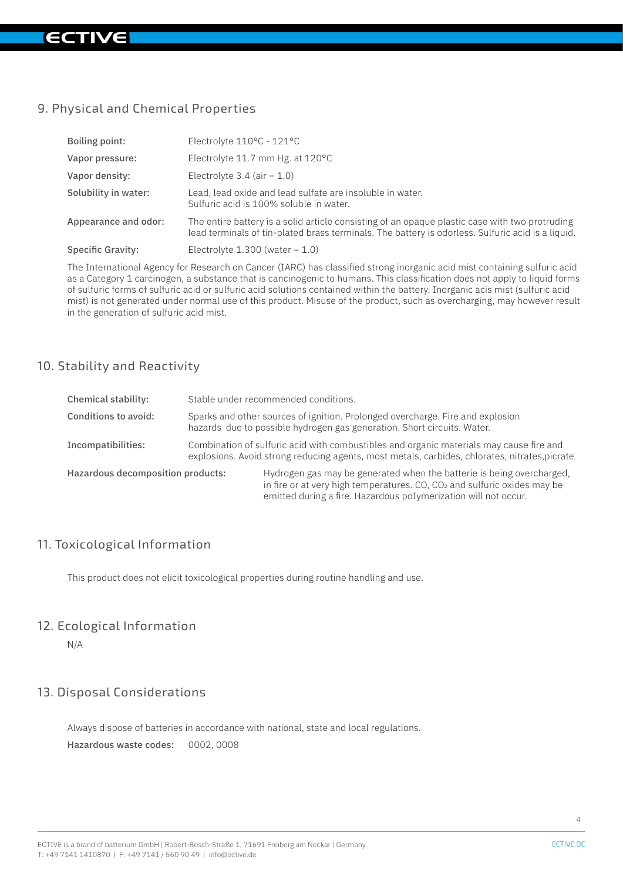## 9. Physical and Chemical Properties

| | |
|---|---|
| **Boiling point:** | Electrolyte 110°C - 121°C |
| **Vapor pressure:** | Electrolyte 11.7 mm Hg. at 120°C |
| **Vapor density:** | Electrolyte 3.4 (air = 1.0) |
| **Solubility in water:** | Lead, lead oxide and lead sulfate are insoluble in water. Sulfuric acid is 100% soluble in water. |
| **Appearance and odor:** | The entire battery is a solid article consisting of an opaque plastic case with two protruding lead terminals of tin-plated brass terminals. The battery is odorless. Sulfuric acid is a liquid. |
| **Specific Gravity:** | Electrolyte 1.300 (water = 1.0) |

The International Agency for Research on Cancer (IARC) has classified strong inorganic acid mist containing sulfuric acid as a Category 1 carcinogen, a substance that is cancinogenic to humans. This classification does not apply to liquid forms of sulfuric forms of sulfuric acid or sulfuric acid solutions contained within the battery. Inorganic acis mist (sulfuric acid mist) is not generated under normal use of this product. Misuse of the product, such as overcharging, may however result in the generation of sulfuric acid mist.

## 10. Stability and Reactivity

| | |
|---|---|
| **Chemical stability:** | Stable under recommended conditions. |
| **Conditions to avoid:** | Sparks and other sources of ignition. Prolonged overcharge. Fire and explosion hazards due to possible hydrogen gas generation. Short circuits. Water. |
| **Incompatibilities:** | Combination of sulfuric acid with combustibles and organic materials may cause fire and explosions. Avoid strong reducing agents, most metals, carbides, chlorates, nitrates,picrate. |
| **Hazardous decomposition products:** | Hydrogen gas may be generated when the batterie is being overcharged, in fire or at very high temperatures. CO, $CO_2$ and sulfuric oxides may be emitted during a fire. Hazardous poIymerization will not occur. |

## 11. Toxicological Information

This product does not elicit toxicological properties during routine handling and use.

## 12. Ecological Information

N/A

## 13. Disposal Considerations

Always dispose of batteries in accordance with national, state and local regulations.

**Hazardous waste codes:** 0002, 0008

ECTIVE is a brand of batterium GmbH | Robert-Bosch-Straße 1, 71691 Freiberg am Neckar | Germany
T: +49 7141 1410870 | F: +49 7141 / 560 90 49 | info@ective.de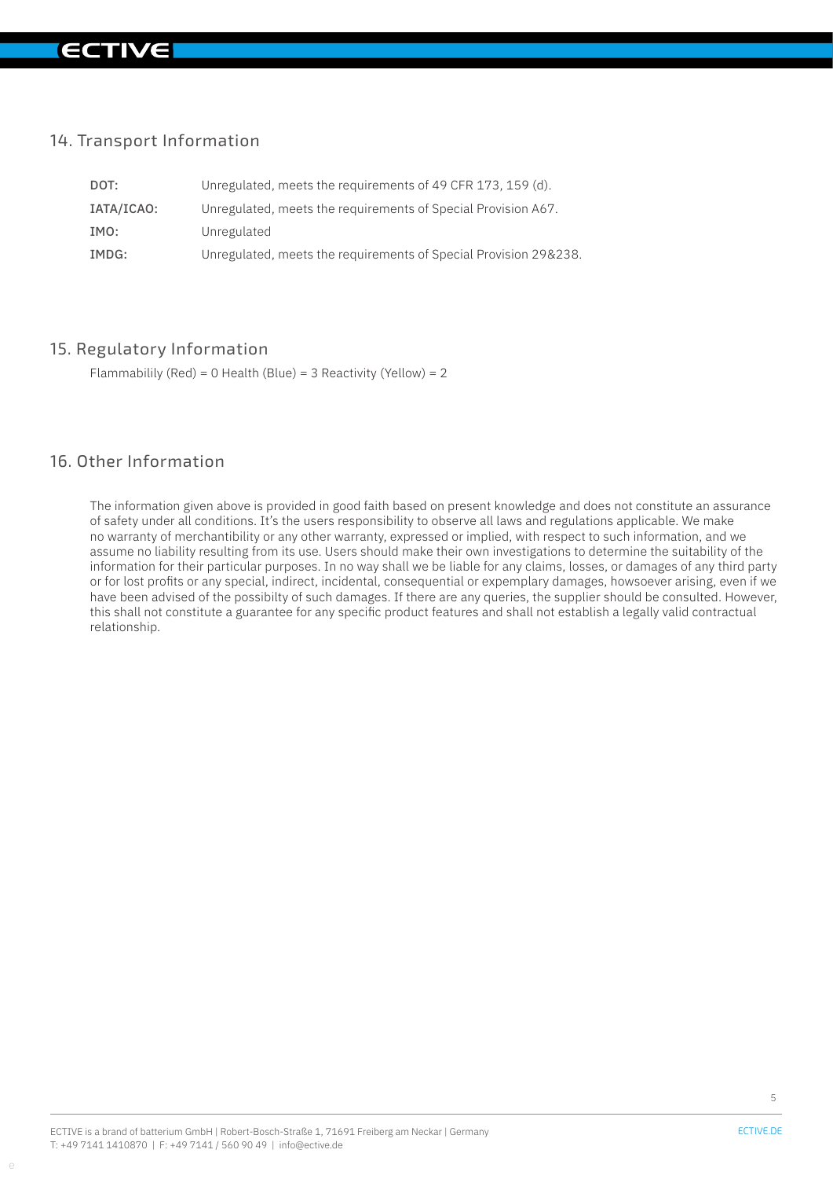## 14. Transport Information

| | |
|---|---|
| **DOT:** | Unregulated, meets the requirements of 49 CFR 173, 159 (d). |
| **IATA/ICAO:** | Unregulated, meets the requirements of Special Provision A67. |
| **IMO:** | Unregulated |
| **IMDG:** | Unregulated, meets the requirements of Special Provision 29&238. |

## 15. Regulatory Information

Flammabilily (Red) = 0 Health (Blue) = 3 Reactivity (Yellow) = 2

## 16. Other Information

The information given above is provided in good faith based on present knowledge and does not constitute an assurance of safety under all conditions. It's the users responsibility to observe all laws and regulations applicable. We make no warranty of merchantibility or any other warranty, expressed or implied, with respect to such information, and we assume no liability resulting from its use. Users should make their own investigations to determine the suitability of the information for their particular purposes. In no way shall we be liable for any claims, losses, or damages of any third party or for lost profits or any special, indirect, incidental, consequential or expemplary damages, howsoever arising, even if we have been advised of the possibilty of such damages. If there are any queries, the supplier should be consulted. However, this shall not constitute a guarantee for any specific product features and shall not establish a legally valid contractual relationship.